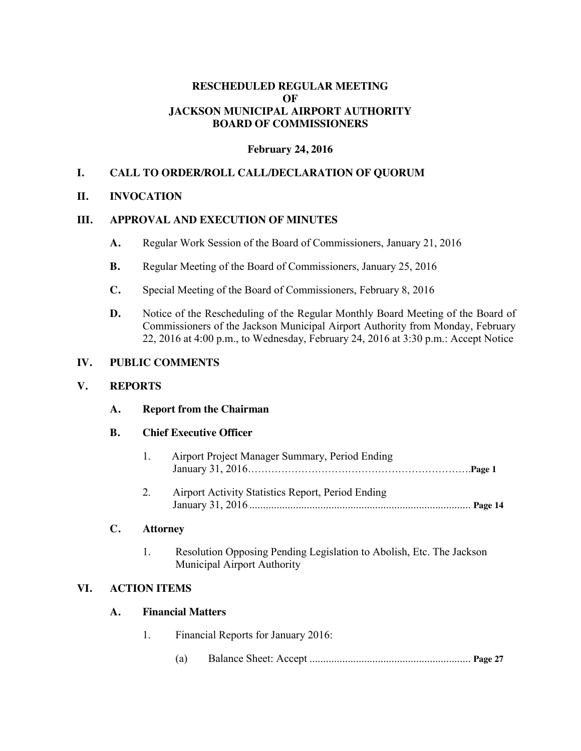# RESCHEDULED REGULAR MEETING
# OF
# JACKSON MUNICIPAL AIRPORT AUTHORITY
# BOARD OF COMMISSIONERS

**February 24, 2016**

## I. CALL TO ORDER/ROLL CALL/DECLARATION OF QUORUM

## II. INVOCATION

## III. APPROVAL AND EXECUTION OF MINUTES

**A.** Regular Work Session of the Board of Commissioners, January 21, 2016

**B.** Regular Meeting of the Board of Commissioners, January 25, 2016

**C.** Special Meeting of the Board of Commissioners, February 8, 2016

**D.** Notice of the Rescheduling of the Regular Monthly Board Meeting of the Board of Commissioners of the Jackson Municipal Airport Authority from Monday, February 22, 2016 at 4:00 p.m., to Wednesday, February 24, 2016 at 3:30 p.m.: Accept Notice

## IV. PUBLIC COMMENTS

## V. REPORTS

### A. Report from the Chairman

### B. Chief Executive Officer

1. Airport Project Manager Summary, Period Ending January 31, 2016……………………………………………………….**Page 1**

2. Airport Activity Statistics Report, Period Ending January 31, 2016 ................................................................................ **Page 14**

### C. Attorney

1. Resolution Opposing Pending Legislation to Abolish, Etc. The Jackson Municipal Airport Authority

## VI. ACTION ITEMS

### A. Financial Matters

1. Financial Reports for January 2016:

   (a) Balance Sheet: Accept .......................................................... **Page 27**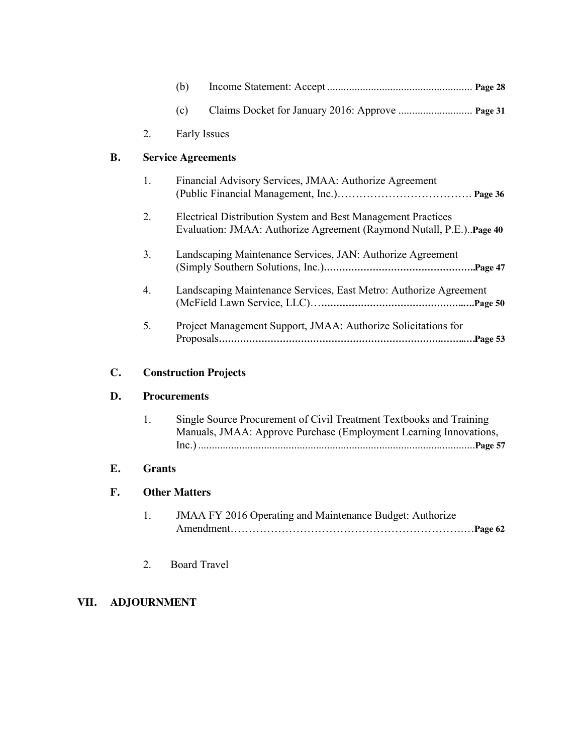(b) Income Statement: Accept .................................................... **Page 28**

(c) Claims Docket for January 2016: Approve ........................... **Page 31**

2. Early Issues

**B. Service Agreements**

1. Financial Advisory Services, JMAA: Authorize Agreement (Public Financial Management, Inc.)………………………………. **Page 36**

2. Electrical Distribution System and Best Management Practices Evaluation: JMAA: Authorize Agreement (Raymond Nutall, P.E.)..**Page 40**

3. Landscaping Maintenance Services, JAN: Authorize Agreement (Simply Southern Solutions, Inc.)**…………………………………………..Page 47**

4. Landscaping Maintenance Services, East Metro: Authorize Agreement (McField Lawn Service, LLC)….**…………………………………….….Page 50**

5. Project Management Support, JMAA: Authorize Solicitations for Proposals**……………………………………………………………..…..Page 53**

**C. Construction Projects**

**D. Procurements**

1. Single Source Procurement of Civil Treatment Textbooks and Training Manuals, JMAA: Approve Purchase (Employment Learning Innovations, Inc.) ....................................................................................................**Page 57**

**E. Grants**

**F. Other Matters**

1. JMAA FY 2016 Operating and Maintenance Budget: Authorize Amendment……………………………………………………….…**Page 62**

2. Board Travel

**VII. ADJOURNMENT**